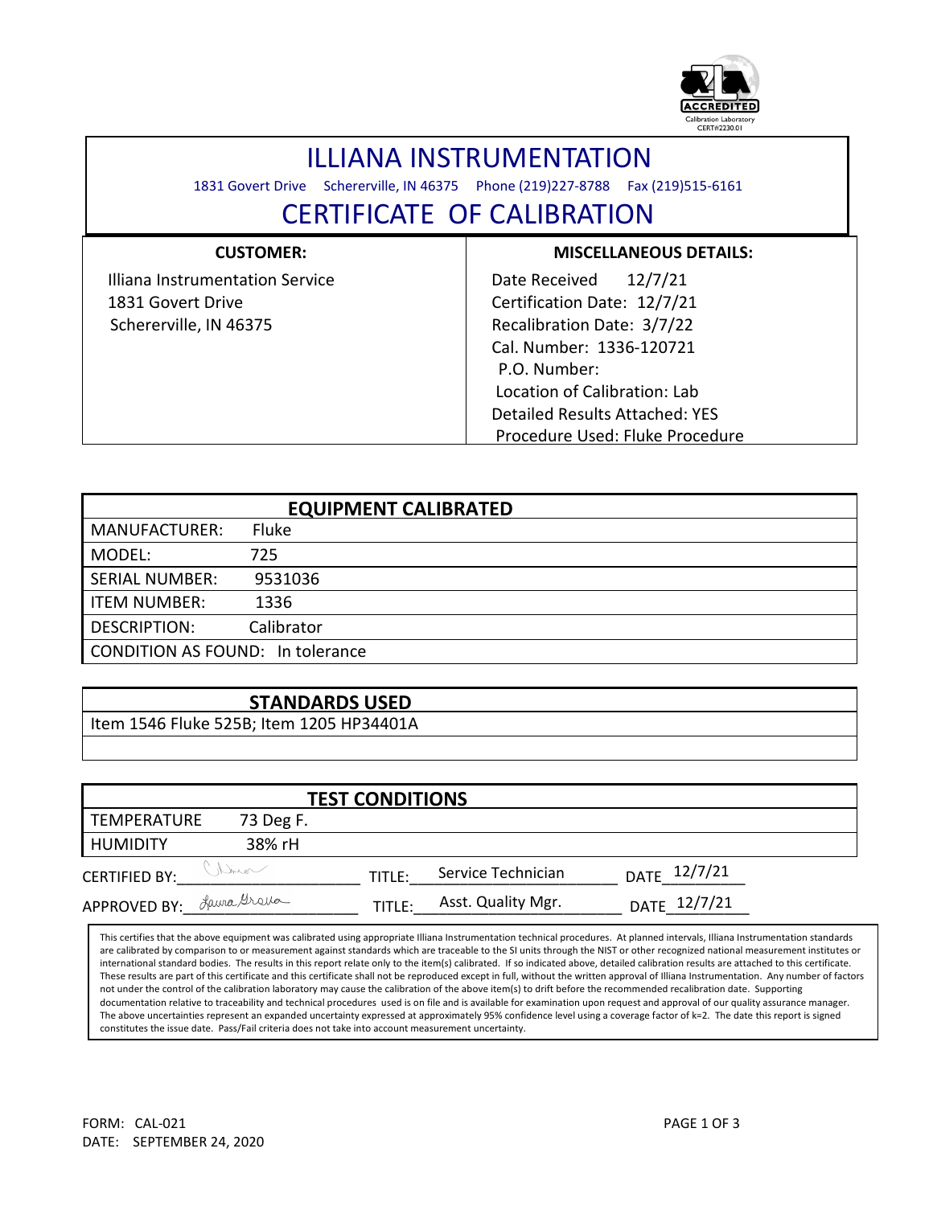ACCREDITED
Calibration Laboratory
CERT#2230.01

# ILLIANA INSTRUMENTATION

1831 Govert Drive Schererville, IN 46375 Phone (219)227-8788 Fax (219)515-6161

# CERTIFICATE OF CALIBRATION

| CUSTOMER: | MISCELLANEOUS DETAILS: |
|---|---|
| Illiana Instrumentation Service<br>1831 Govert Drive<br>Schererville, IN 46375 | Date Received 12/7/21<br>Certification Date: 12/7/21<br>Recalibration Date: 3/7/22<br>Cal. Number: 1336-120721<br>P.O. Number:<br>Location of Calibration: Lab<br>Detailed Results Attached: YES<br>Procedure Used: Fluke Procedure |

| EQUIPMENT CALIBRATED | |
|---|---|
| MANUFACTURER: | Fluke |
| MODEL: | 725 |
| SERIAL NUMBER: | 9531036 |
| ITEM NUMBER: | 1336 |
| DESCRIPTION: | Calibrator |
| CONDITION AS FOUND: | In tolerance |

| STANDARDS USED |
|---|
| Item 1546 Fluke 525B; Item 1205 HP34401A |

| TEST CONDITIONS | |
|---|---|
| TEMPERATURE | 73 Deg F. |
| HUMIDITY | 38% rH |

CERTIFIED BY: _(signature)_ TITLE: Service Technician DATE 12/7/21

APPROVED BY: _Laura Grava_ TITLE: Asst. Quality Mgr. DATE 12/7/21

This certifies that the above equipment was calibrated using appropriate Illiana Instrumentation technical procedures. At planned intervals, Illiana Instrumentation standards are calibrated by comparison to or measurement against standards which are traceable to the SI units through the NIST or other recognized national measurement institutes or international standard bodies. The results in this report relate only to the item(s) calibrated. If so indicated above, detailed calibration results are attached to this certificate. These results are part of this certificate and this certificate shall not be reproduced except in full, without the written approval of Illiana Instrumentation. Any number of factors not under the control of the calibration laboratory may cause the calibration of the above item(s) to drift before the recommended recalibration date. Supporting documentation relative to traceability and technical procedures used is on file and is available for examination upon request and approval of our quality assurance manager. The above uncertainties represent an expanded uncertainty expressed at approximately 95% confidence level using a coverage factor of k=2. The date this report is signed constitutes the issue date. Pass/Fail criteria does not take into account measurement uncertainty.

FORM: CAL-021
DATE: SEPTEMBER 24, 2020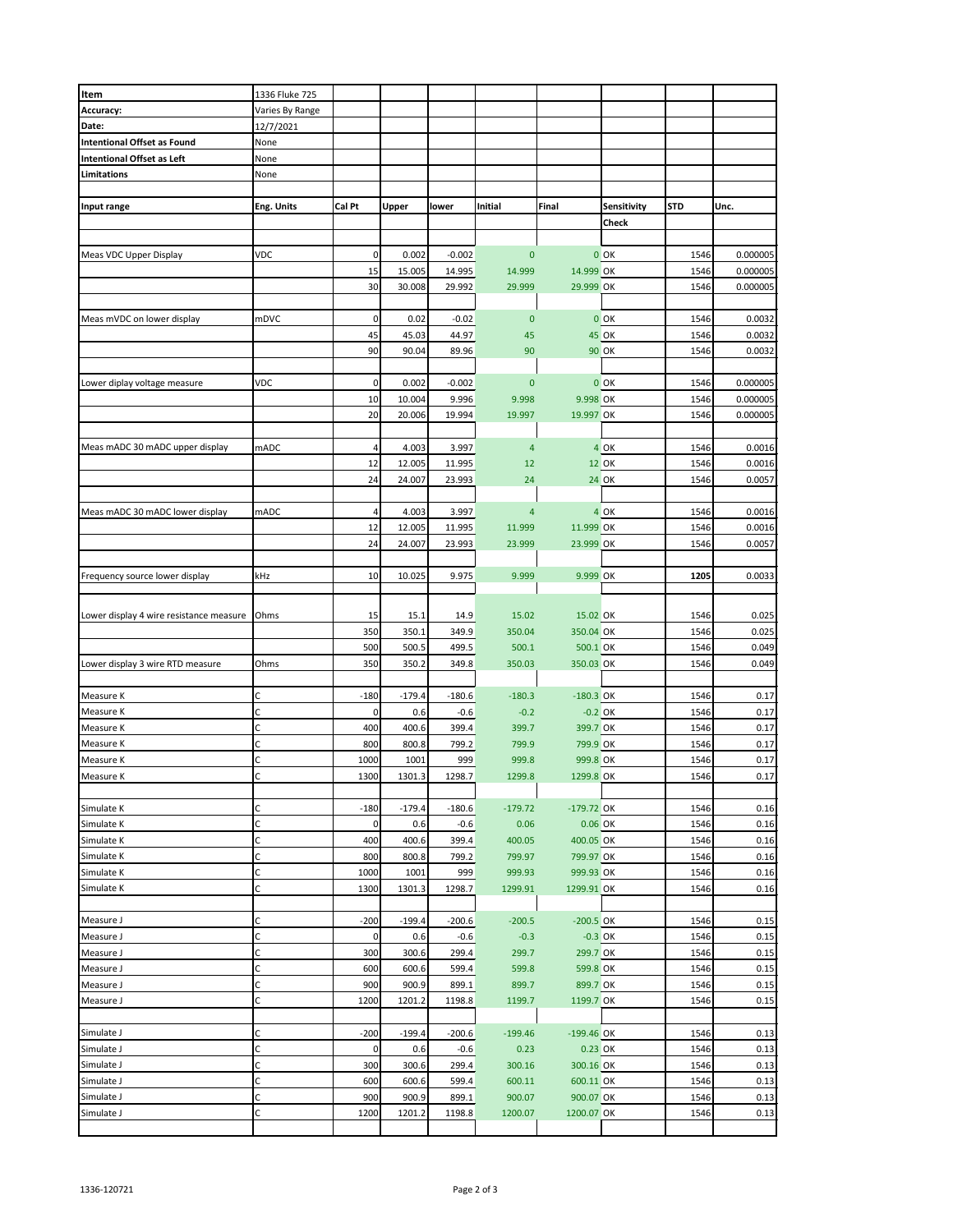| Item | 1336 Fluke 725 | | | | | | | | |
|---|---|---|---|---|---|---|---|---|---|
| Accuracy: | Varies By Range | | | | | | | | |
| Date: | 12/7/2021 | | | | | | | | |
| Intentional Offset as Found | None | | | | | | | | |
| Intentional Offset as Left | None | | | | | | | | |
| Limitations | None | | | | | | | | |
| | | | | | | | | | |
| Input range | Eng. Units | Cal Pt | Upper | lower | Initial | Final | Sensitivity Check | STD | Unc. |
| | | | | | | | | | |
| Meas VDC Upper Display | VDC | 0 | 0.002 | -0.002 | 0 | 0 | OK | 1546 | 0.000005 |
| | | 15 | 15.005 | 14.995 | 14.999 | 14.999 | OK | 1546 | 0.000005 |
| | | 30 | 30.008 | 29.992 | 29.999 | 29.999 | OK | 1546 | 0.000005 |
| | | | | | | | | | |
| Meas mVDC on lower display | mDVC | 0 | 0.02 | -0.02 | 0 | 0 | OK | 1546 | 0.0032 |
| | | 45 | 45.03 | 44.97 | 45 | 45 | OK | 1546 | 0.0032 |
| | | 90 | 90.04 | 89.96 | 90 | 90 | OK | 1546 | 0.0032 |
| | | | | | | | | | |
| Lower diplay voltage measure | VDC | 0 | 0.002 | -0.002 | 0 | 0 | OK | 1546 | 0.000005 |
| | | 10 | 10.004 | 9.996 | 9.998 | 9.998 | OK | 1546 | 0.000005 |
| | | 20 | 20.006 | 19.994 | 19.997 | 19.997 | OK | 1546 | 0.000005 |
| | | | | | | | | | |
| Meas mADC 30 mADC upper display | mADC | 4 | 4.003 | 3.997 | 4 | 4 | OK | 1546 | 0.0016 |
| | | 12 | 12.005 | 11.995 | 12 | 12 | OK | 1546 | 0.0016 |
| | | 24 | 24.007 | 23.993 | 24 | 24 | OK | 1546 | 0.0057 |
| | | | | | | | | | |
| Meas mADC 30 mADC lower display | mADC | 4 | 4.003 | 3.997 | 4 | 4 | OK | 1546 | 0.0016 |
| | | 12 | 12.005 | 11.995 | 11.999 | 11.999 | OK | 1546 | 0.0016 |
| | | 24 | 24.007 | 23.993 | 23.999 | 23.999 | OK | 1546 | 0.0057 |
| | | | | | | | | | |
| Frequency source lower display | kHz | 10 | 10.025 | 9.975 | 9.999 | 9.999 | OK | **1205** | 0.0033 |
| | | | | | | | | | |
| Lower display 4 wire resistance measure | Ohms | 15 | 15.1 | 14.9 | 15.02 | 15.02 | OK | 1546 | 0.025 |
| | | 350 | 350.1 | 349.9 | 350.04 | 350.04 | OK | 1546 | 0.025 |
| | | 500 | 500.5 | 499.5 | 500.1 | 500.1 | OK | 1546 | 0.049 |
| Lower display 3 wire RTD measure | Ohms | 350 | 350.2 | 349.8 | 350.03 | 350.03 | OK | 1546 | 0.049 |
| | | | | | | | | | |
| Measure K | C | -180 | -179.4 | -180.6 | -180.3 | -180.3 | OK | 1546 | 0.17 |
| Measure K | C | 0 | 0.6 | -0.6 | -0.2 | -0.2 | OK | 1546 | 0.17 |
| Measure K | C | 400 | 400.6 | 399.4 | 399.7 | 399.7 | OK | 1546 | 0.17 |
| Measure K | C | 800 | 800.8 | 799.2 | 799.9 | 799.9 | OK | 1546 | 0.17 |
| Measure K | C | 1000 | 1001 | 999 | 999.8 | 999.8 | OK | 1546 | 0.17 |
| Measure K | C | 1300 | 1301.3 | 1298.7 | 1299.8 | 1299.8 | OK | 1546 | 0.17 |
| | | | | | | | | | |
| Simulate K | C | -180 | -179.4 | -180.6 | -179.72 | -179.72 | OK | 1546 | 0.16 |
| Simulate K | C | 0 | 0.6 | -0.6 | 0.06 | 0.06 | OK | 1546 | 0.16 |
| Simulate K | C | 400 | 400.6 | 399.4 | 400.05 | 400.05 | OK | 1546 | 0.16 |
| Simulate K | C | 800 | 800.8 | 799.2 | 799.97 | 799.97 | OK | 1546 | 0.16 |
| Simulate K | C | 1000 | 1001 | 999 | 999.93 | 999.93 | OK | 1546 | 0.16 |
| Simulate K | C | 1300 | 1301.3 | 1298.7 | 1299.91 | 1299.91 | OK | 1546 | 0.16 |
| | | | | | | | | | |
| Measure J | C | -200 | -199.4 | -200.6 | -200.5 | -200.5 | OK | 1546 | 0.15 |
| Measure J | C | 0 | 0.6 | -0.6 | -0.3 | -0.3 | OK | 1546 | 0.15 |
| Measure J | C | 300 | 300.6 | 299.4 | 299.7 | 299.7 | OK | 1546 | 0.15 |
| Measure J | C | 600 | 600.6 | 599.4 | 599.8 | 599.8 | OK | 1546 | 0.15 |
| Measure J | C | 900 | 900.9 | 899.1 | 899.7 | 899.7 | OK | 1546 | 0.15 |
| Measure J | C | 1200 | 1201.2 | 1198.8 | 1199.7 | 1199.7 | OK | 1546 | 0.15 |
| | | | | | | | | | |
| Simulate J | C | -200 | -199.4 | -200.6 | -199.46 | -199.46 | OK | 1546 | 0.13 |
| Simulate J | C | 0 | 0.6 | -0.6 | 0.23 | 0.23 | OK | 1546 | 0.13 |
| Simulate J | C | 300 | 300.6 | 299.4 | 300.16 | 300.16 | OK | 1546 | 0.13 |
| Simulate J | C | 600 | 600.6 | 599.4 | 600.11 | 600.11 | OK | 1546 | 0.13 |
| Simulate J | C | 900 | 900.9 | 899.1 | 900.07 | 900.07 | OK | 1546 | 0.13 |
| Simulate J | C | 1200 | 1201.2 | 1198.8 | 1200.07 | 1200.07 | OK | 1546 | 0.13 |

1336-120721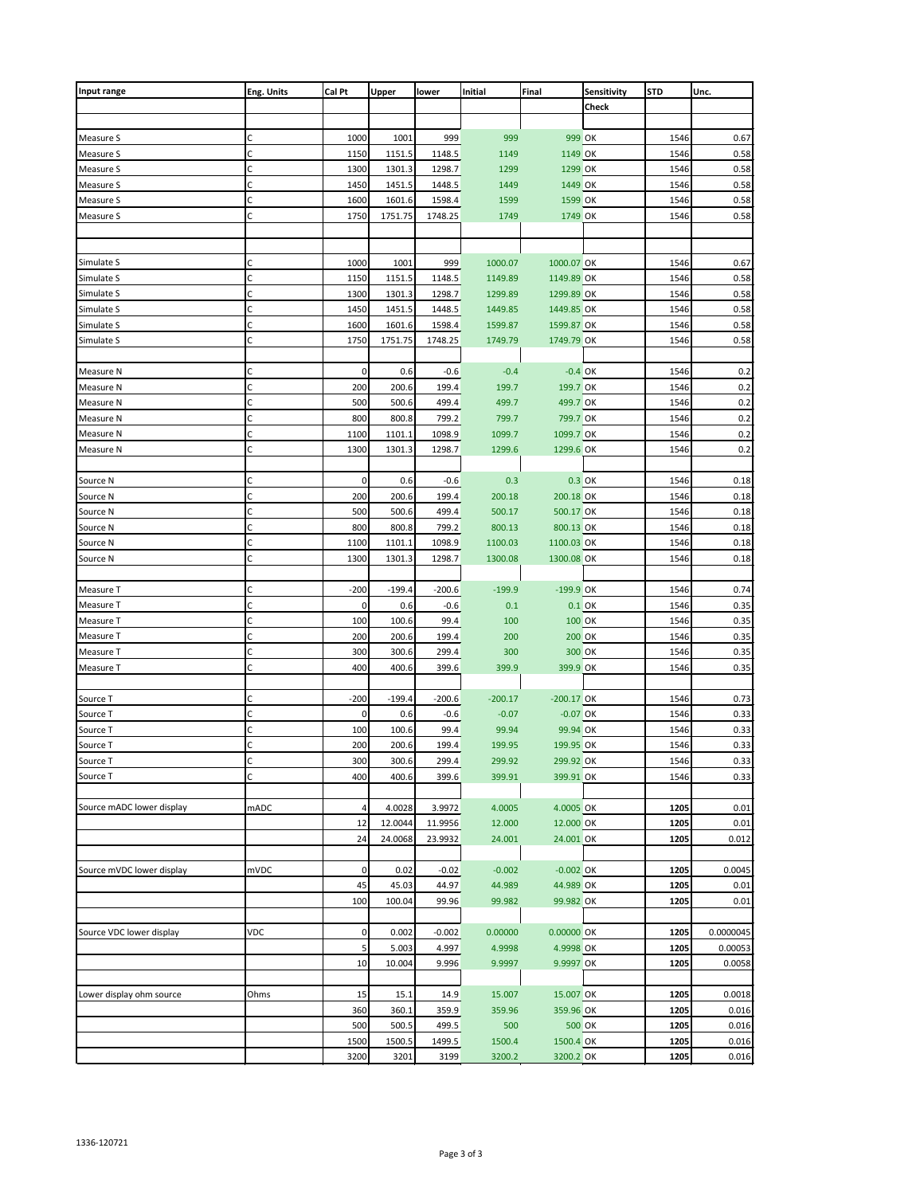| Input range | Eng. Units | Cal Pt | Upper | lower | Initial | Final | Sensitivity Check | STD | Unc. |
|---|---|---|---|---|---|---|---|---|---|
| | | | | | | | | | |
| Measure S | C | 1000 | 1001 | 999 | 999 | 999 | OK | 1546 | 0.67 |
| Measure S | C | 1150 | 1151.5 | 1148.5 | 1149 | 1149 | OK | 1546 | 0.58 |
| Measure S | C | 1300 | 1301.3 | 1298.7 | 1299 | 1299 | OK | 1546 | 0.58 |
| Measure S | C | 1450 | 1451.5 | 1448.5 | 1449 | 1449 | OK | 1546 | 0.58 |
| Measure S | C | 1600 | 1601.6 | 1598.4 | 1599 | 1599 | OK | 1546 | 0.58 |
| Measure S | C | 1750 | 1751.75 | 1748.25 | 1749 | 1749 | OK | 1546 | 0.58 |
| | | | | | | | | | |
| Simulate S | C | 1000 | 1001 | 999 | 1000.07 | 1000.07 | OK | 1546 | 0.67 |
| Simulate S | C | 1150 | 1151.5 | 1148.5 | 1149.89 | 1149.89 | OK | 1546 | 0.58 |
| Simulate S | C | 1300 | 1301.3 | 1298.7 | 1299.89 | 1299.89 | OK | 1546 | 0.58 |
| Simulate S | C | 1450 | 1451.5 | 1448.5 | 1449.85 | 1449.85 | OK | 1546 | 0.58 |
| Simulate S | C | 1600 | 1601.6 | 1598.4 | 1599.87 | 1599.87 | OK | 1546 | 0.58 |
| Simulate S | C | 1750 | 1751.75 | 1748.25 | 1749.79 | 1749.79 | OK | 1546 | 0.58 |
| | | | | | | | | | |
| Measure N | C | 0 | 0.6 | -0.6 | -0.4 | -0.4 | OK | 1546 | 0.2 |
| Measure N | C | 200 | 200.6 | 199.4 | 199.7 | 199.7 | OK | 1546 | 0.2 |
| Measure N | C | 500 | 500.6 | 499.4 | 499.7 | 499.7 | OK | 1546 | 0.2 |
| Measure N | C | 800 | 800.8 | 799.2 | 799.7 | 799.7 | OK | 1546 | 0.2 |
| Measure N | C | 1100 | 1101.1 | 1098.9 | 1099.7 | 1099.7 | OK | 1546 | 0.2 |
| Measure N | C | 1300 | 1301.3 | 1298.7 | 1299.6 | 1299.6 | OK | 1546 | 0.2 |
| | | | | | | | | | |
| Source N | C | 0 | 0.6 | -0.6 | 0.3 | 0.3 | OK | 1546 | 0.18 |
| Source N | C | 200 | 200.6 | 199.4 | 200.18 | 200.18 | OK | 1546 | 0.18 |
| Source N | C | 500 | 500.6 | 499.4 | 500.17 | 500.17 | OK | 1546 | 0.18 |
| Source N | C | 800 | 800.8 | 799.2 | 800.13 | 800.13 | OK | 1546 | 0.18 |
| Source N | C | 1100 | 1101.1 | 1098.9 | 1100.03 | 1100.03 | OK | 1546 | 0.18 |
| Source N | C | 1300 | 1301.3 | 1298.7 | 1300.08 | 1300.08 | OK | 1546 | 0.18 |
| | | | | | | | | | |
| Measure T | C | -200 | -199.4 | -200.6 | -199.9 | -199.9 | OK | 1546 | 0.74 |
| Measure T | C | 0 | 0.6 | -0.6 | 0.1 | 0.1 | OK | 1546 | 0.35 |
| Measure T | C | 100 | 100.6 | 99.4 | 100 | 100 | OK | 1546 | 0.35 |
| Measure T | C | 200 | 200.6 | 199.4 | 200 | 200 | OK | 1546 | 0.35 |
| Measure T | C | 300 | 300.6 | 299.4 | 300 | 300 | OK | 1546 | 0.35 |
| Measure T | C | 400 | 400.6 | 399.6 | 399.9 | 399.9 | OK | 1546 | 0.35 |
| | | | | | | | | | |
| Source T | C | -200 | -199.4 | -200.6 | -200.17 | -200.17 | OK | 1546 | 0.73 |
| Source T | C | 0 | 0.6 | -0.6 | -0.07 | -0.07 | OK | 1546 | 0.33 |
| Source T | C | 100 | 100.6 | 99.4 | 99.94 | 99.94 | OK | 1546 | 0.33 |
| Source T | C | 200 | 200.6 | 199.4 | 199.95 | 199.95 | OK | 1546 | 0.33 |
| Source T | C | 300 | 300.6 | 299.4 | 299.92 | 299.92 | OK | 1546 | 0.33 |
| Source T | C | 400 | 400.6 | 399.6 | 399.91 | 399.91 | OK | 1546 | 0.33 |
| | | | | | | | | | |
| Source mADC lower display | mADC | 4 | 4.0028 | 3.9972 | 4.0005 | 4.0005 | OK | **1205** | 0.01 |
| | | 12 | 12.0044 | 11.9956 | 12.000 | 12.000 | OK | **1205** | 0.01 |
| | | 24 | 24.0068 | 23.9932 | 24.001 | 24.001 | OK | **1205** | 0.012 |
| | | | | | | | | | |
| Source mVDC lower display | mVDC | 0 | 0.02 | -0.02 | -0.002 | -0.002 | OK | **1205** | 0.0045 |
| | | 45 | 45.03 | 44.97 | 44.989 | 44.989 | OK | **1205** | 0.01 |
| | | 100 | 100.04 | 99.96 | 99.982 | 99.982 | OK | **1205** | 0.01 |
| | | | | | | | | | |
| Source VDC lower display | VDC | 0 | 0.002 | -0.002 | 0.00000 | 0.00000 | OK | **1205** | 0.0000045 |
| | | 5 | 5.003 | 4.997 | 4.9998 | 4.9998 | OK | **1205** | 0.00053 |
| | | 10 | 10.004 | 9.996 | 9.9997 | 9.9997 | OK | **1205** | 0.0058 |
| | | | | | | | | | |
| Lower display ohm source | Ohms | 15 | 15.1 | 14.9 | 15.007 | 15.007 | OK | **1205** | 0.0018 |
| | | 360 | 360.1 | 359.9 | 359.96 | 359.96 | OK | **1205** | 0.016 |
| | | 500 | 500.5 | 499.5 | 500 | 500 | OK | **1205** | 0.016 |
| | | 1500 | 1500.5 | 1499.5 | 1500.4 | 1500.4 | OK | **1205** | 0.016 |
| | | 3200 | 3201 | 3199 | 3200.2 | 3200.2 | OK | **1205** | 0.016 |

1336-120721